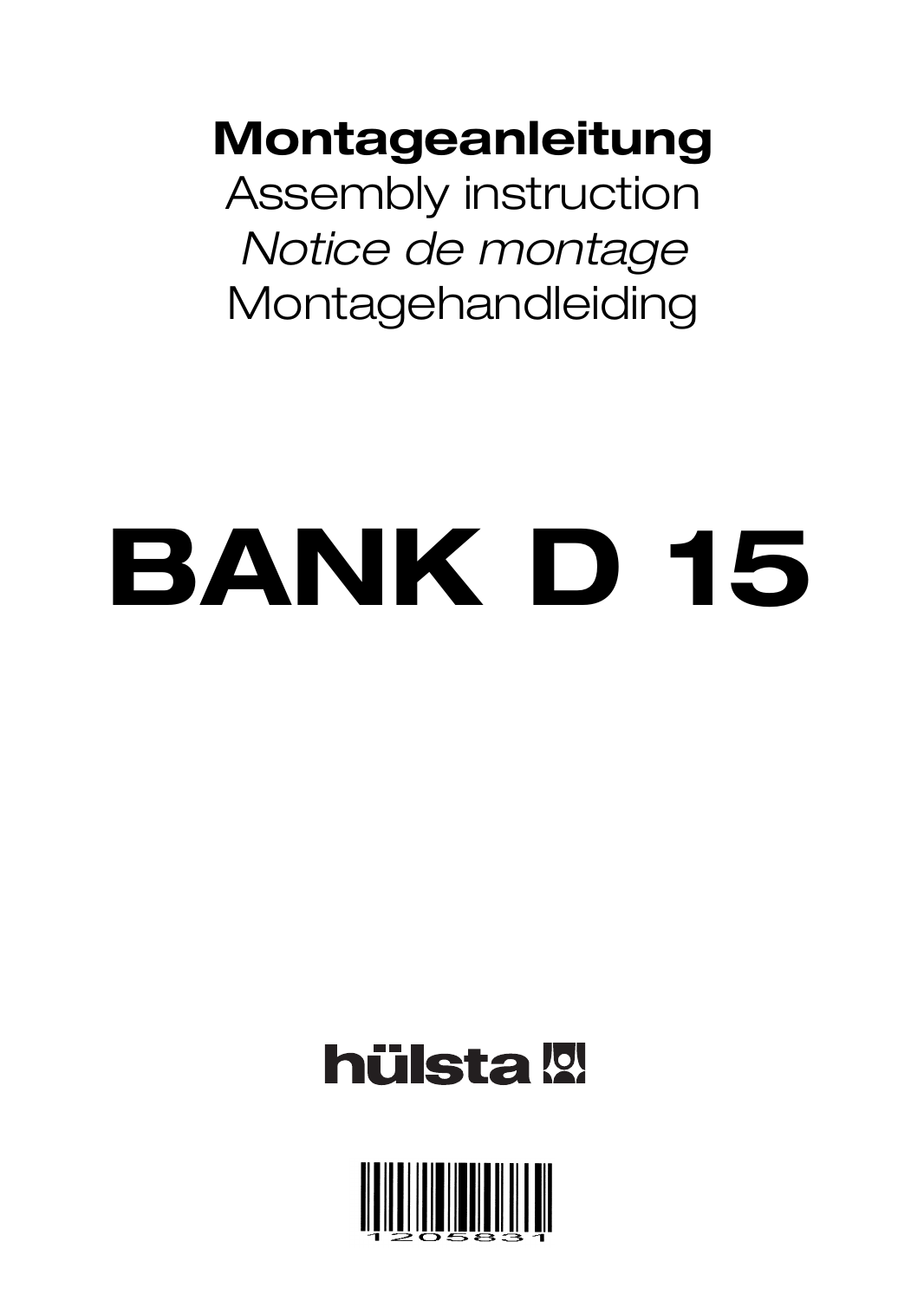**Montageanleitung**

Assembly instruction

*Notice de montage*

Montagehandleiding

# BANK D 15

hülsta

1205831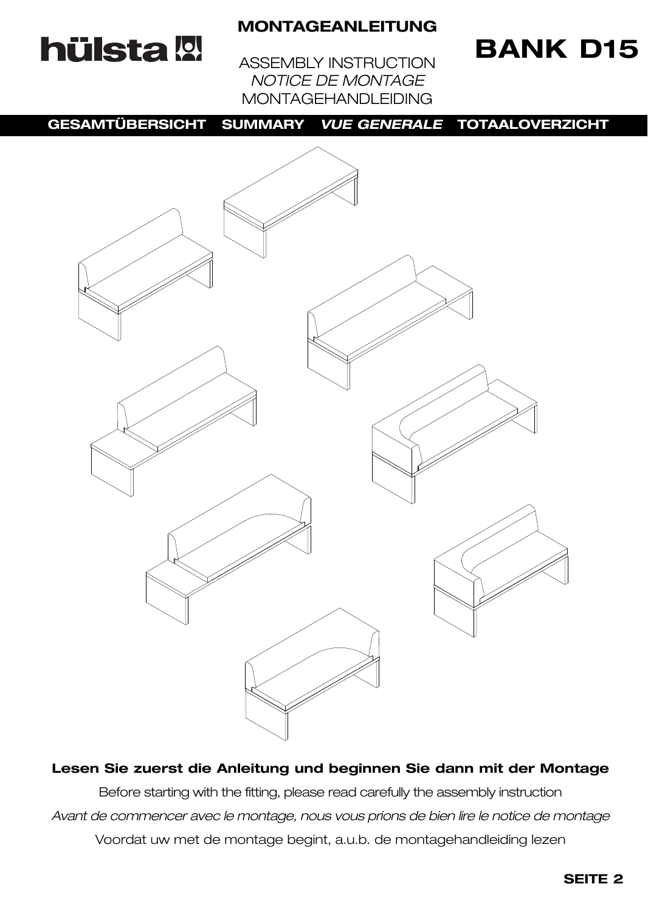# MONTAGEANLEITUNG

ASSEMBLY INSTRUCTION

*NOTICE DE MONTAGE*

MONTAGEHANDLEIDING

# BANK D15

## GESAMTÜBERSICHT SUMMARY *VUE GENERALE* TOTAALOVERZICHT

**Lesen Sie zuerst die Anleitung und beginnen Sie dann mit der Montage**

Before starting with the fitting, please read carefully the assembly instruction

*Avant de commencer avec le montage, nous vous prions de bien lire le notice de montage*

Voordat uw met de montage begint, a.u.b. de montagehandleiding lezen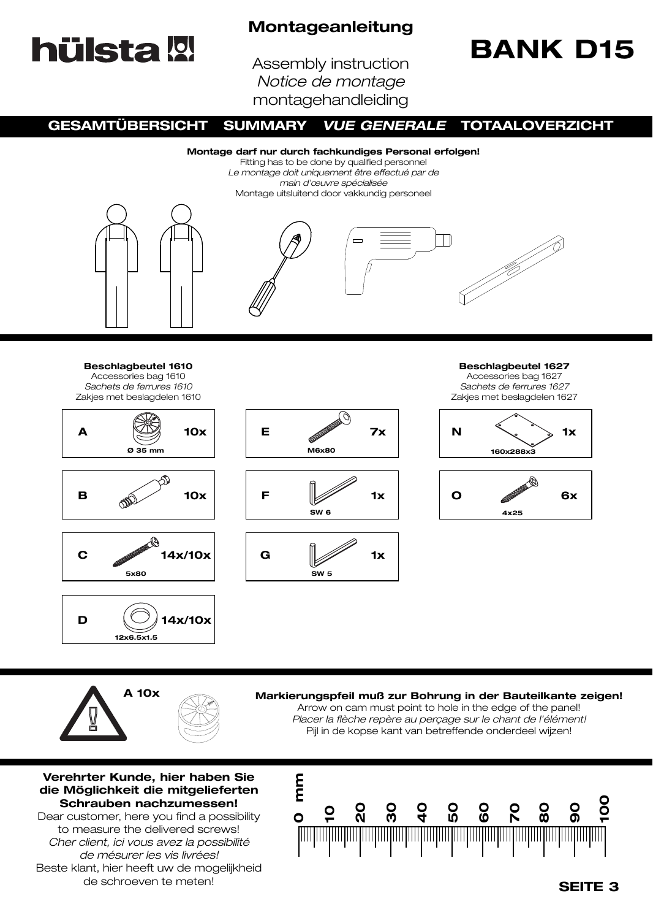# hülsta

## Montageanleitung

Assembly instruction
*Notice de montage*
montagehandleiding

# BANK D15

## GESAMTÜBERSICHT SUMMARY *VUE GENERALE* TOTAALOVERZICHT

**Montage darf nur durch fachkundiges Personal erfolgen!**
Fitting has to be done by qualified personnel
*Le montage doit uniquement être effectué par de main d'œuvre spécialisée*
Montage uitsluitend door vakkundig personeel

**Beschlagbeutel 1610**
Accessories bag 1610
*Sachets de ferrures 1610*
Zakjes met beslagdelen 1610

| Teil | Maß | Anzahl |
|---|---|---|
| A | Ø 35 mm | 10x |
| B | | 10x |
| C | 5x80 | 14x/10x |
| D | 12x6.5x1.5 | 14x/10x |
| E | M6x80 | 7x |
| F | SW 6 | 1x |
| G | SW 5 | 1x |

**Beschlagbeutel 1627**
Accessories bag 1627
*Sachets de ferrures 1627*
Zakjes met beslagdelen 1627

| Teil | Maß | Anzahl |
|---|---|---|
| N | 160x288x3 | 1x |
| O | 4x25 | 6x |

**A 10x**

**Markierungspfeil muß zur Bohrung in der Bauteilkante zeigen!**
Arrow on cam must point to hole in the edge of the panel!
*Placer la flèche repère au perçage sur le chant de l'élément!*
Pijl in de kopse kant van betreffende onderdeel wijzen!

**Verehrter Kunde, hier haben Sie die Möglichkeit die mitgelieferten Schrauben nachzumessen!**
Dear customer, here you find a possibility to measure the delivered screws!
*Cher client, ici vous avez la possibilité de mésurer les vis livrées!*
Beste klant, hier heeft uw de mogelijkheid de schroeven te meten!

mm 0 10 20 30 40 50 60 70 80 90 100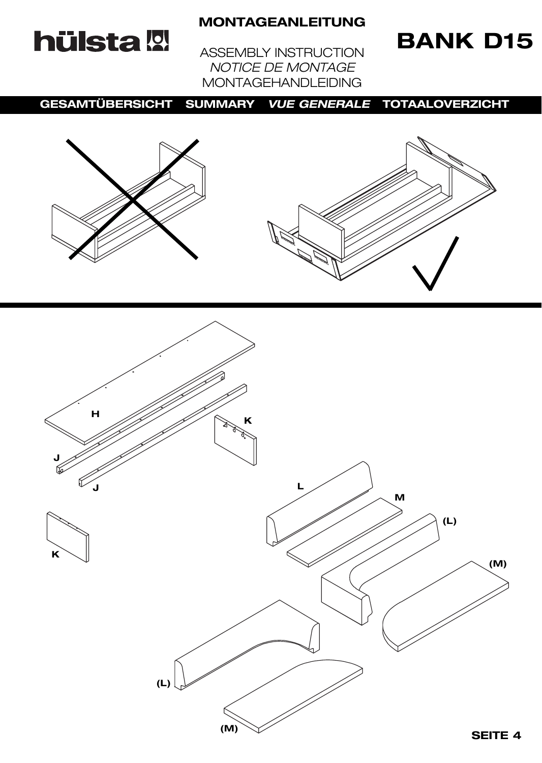# hülsta

## MONTAGEANLEITUNG

ASSEMBLY INSTRUCTION
*NOTICE DE MONTAGE*
MONTAGEHANDLEIDING

# BANK D15

**GESAMTÜBERSICHT SUMMARY *VUE GENERALE* TOTAALOVERZICHT**

H

J

J

K

K

L

M

(L)

(M)

(L)

(M)

**SEITE 4**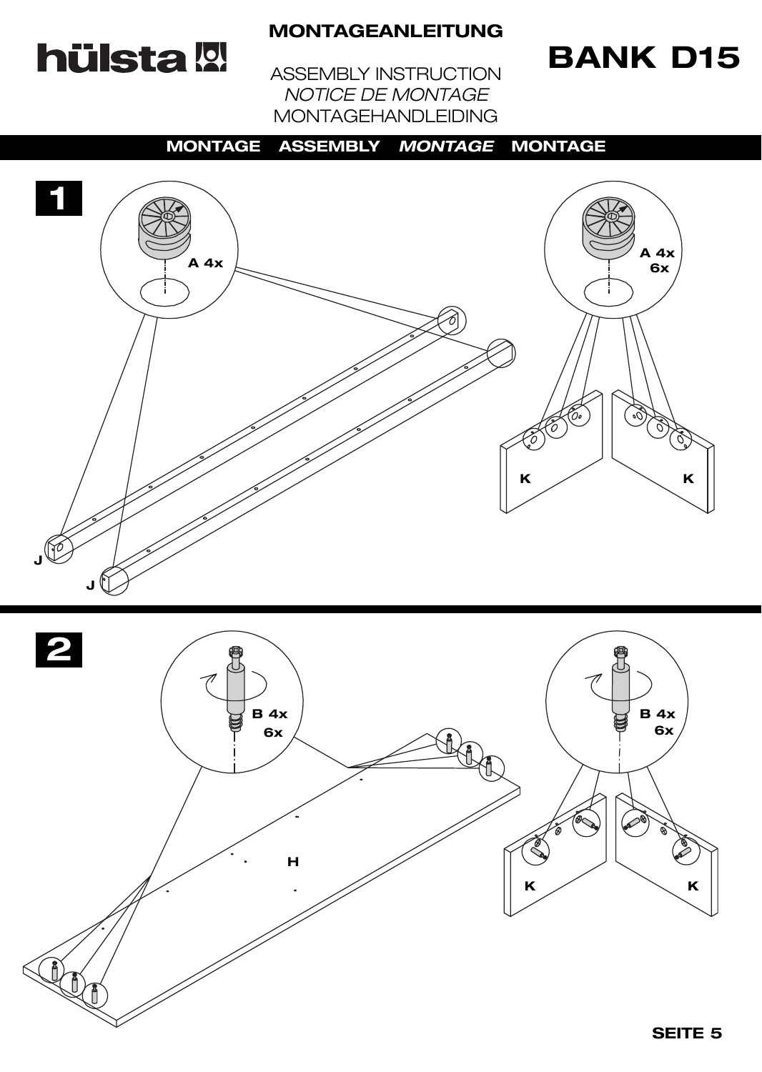# hülsta

**MONTAGEANLEITUNG**

ASSEMBLY INSTRUCTION

*NOTICE DE MONTAGE*

MONTAGEHANDLEIDING

# BANK D15

**MONTAGE ASSEMBLY *MONTAGE* MONTAGE**

**1**

A 4x

A 4x
6x

J

J

K

K

**2**

B 4x
6x

B 4x
6x

H

K

K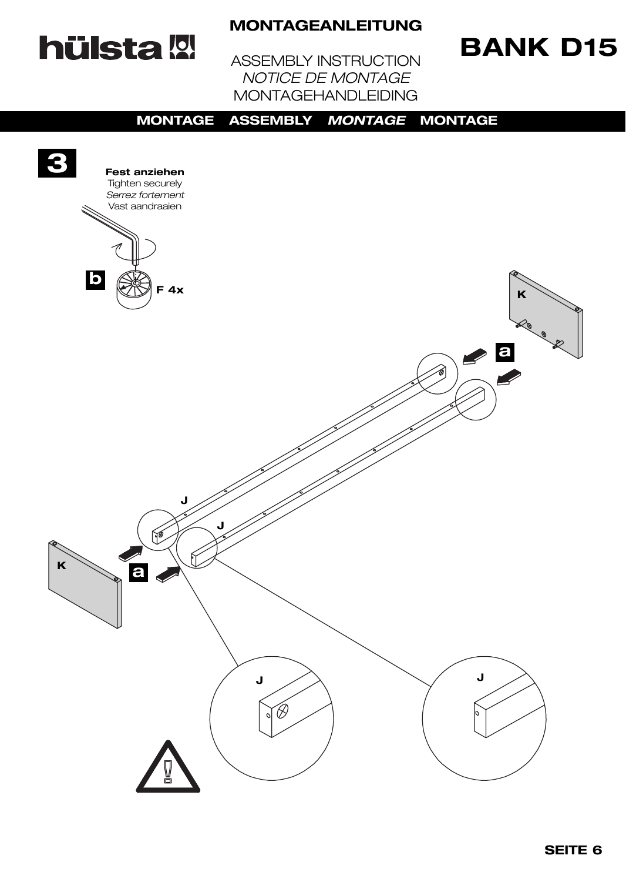# MONTAGEANLEITUNG

ASSEMBLY INSTRUCTION
*NOTICE DE MONTAGE*
MONTAGEHANDLEIDING

# BANK D15

**MONTAGE ASSEMBLY *MONTAGE* MONTAGE**

**3**

**Fest anziehen**
Tighten securely
*Serrez fortement*
Vast aandraaien

**b**

**F 4x**

K

**a**

J

J

K

**a**

J

J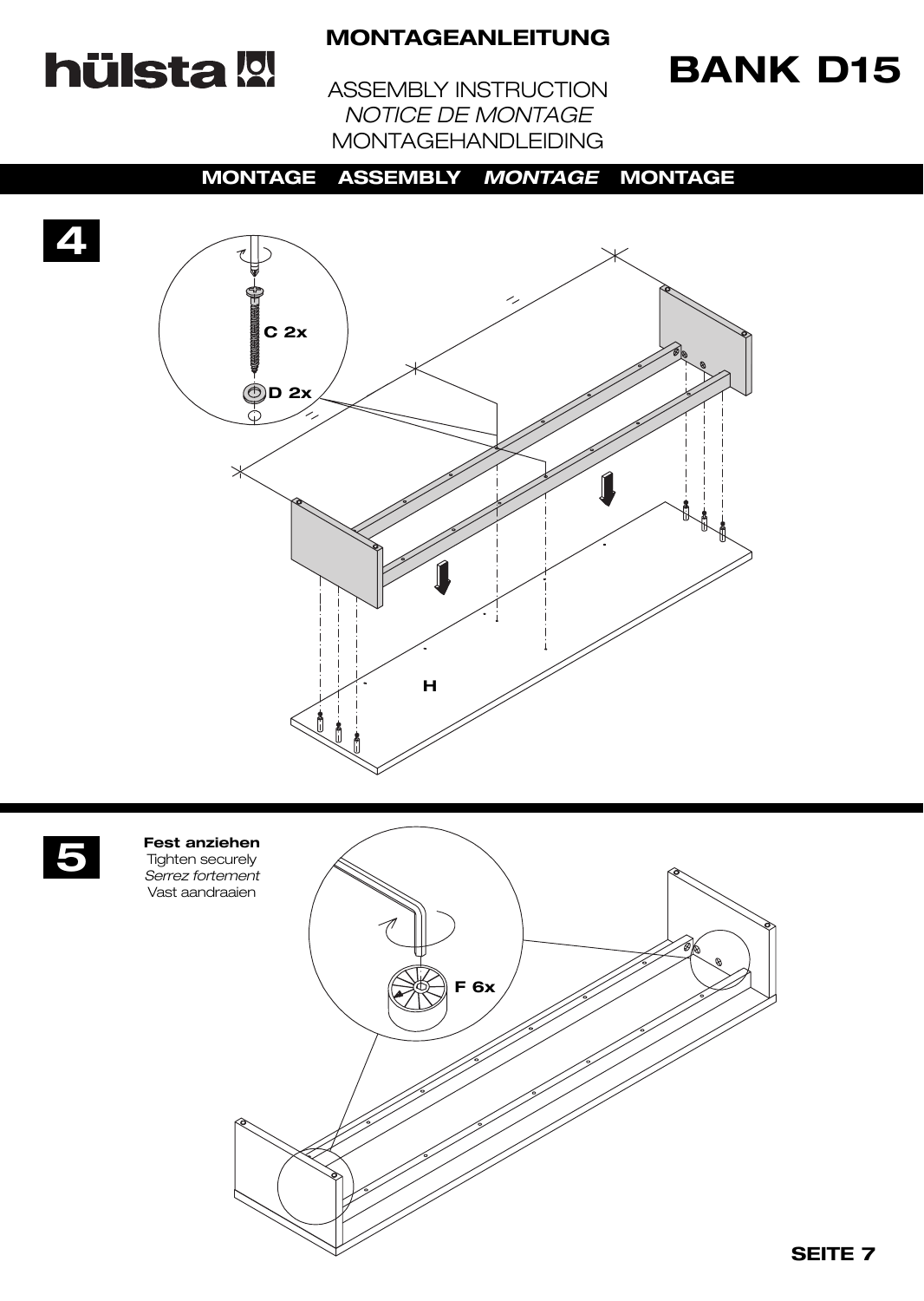# hülsta

**MONTAGEANLEITUNG**

ASSEMBLY INSTRUCTION
*NOTICE DE MONTAGE*
MONTAGEHANDLEIDING

# BANK D15

**MONTAGE ASSEMBLY *MONTAGE* MONTAGE**

## 4

C 2x

D 2x

H

## 5

**Fest anziehen**
Tighten securely
*Serrez fortement*
Vast aandraaien

F 6x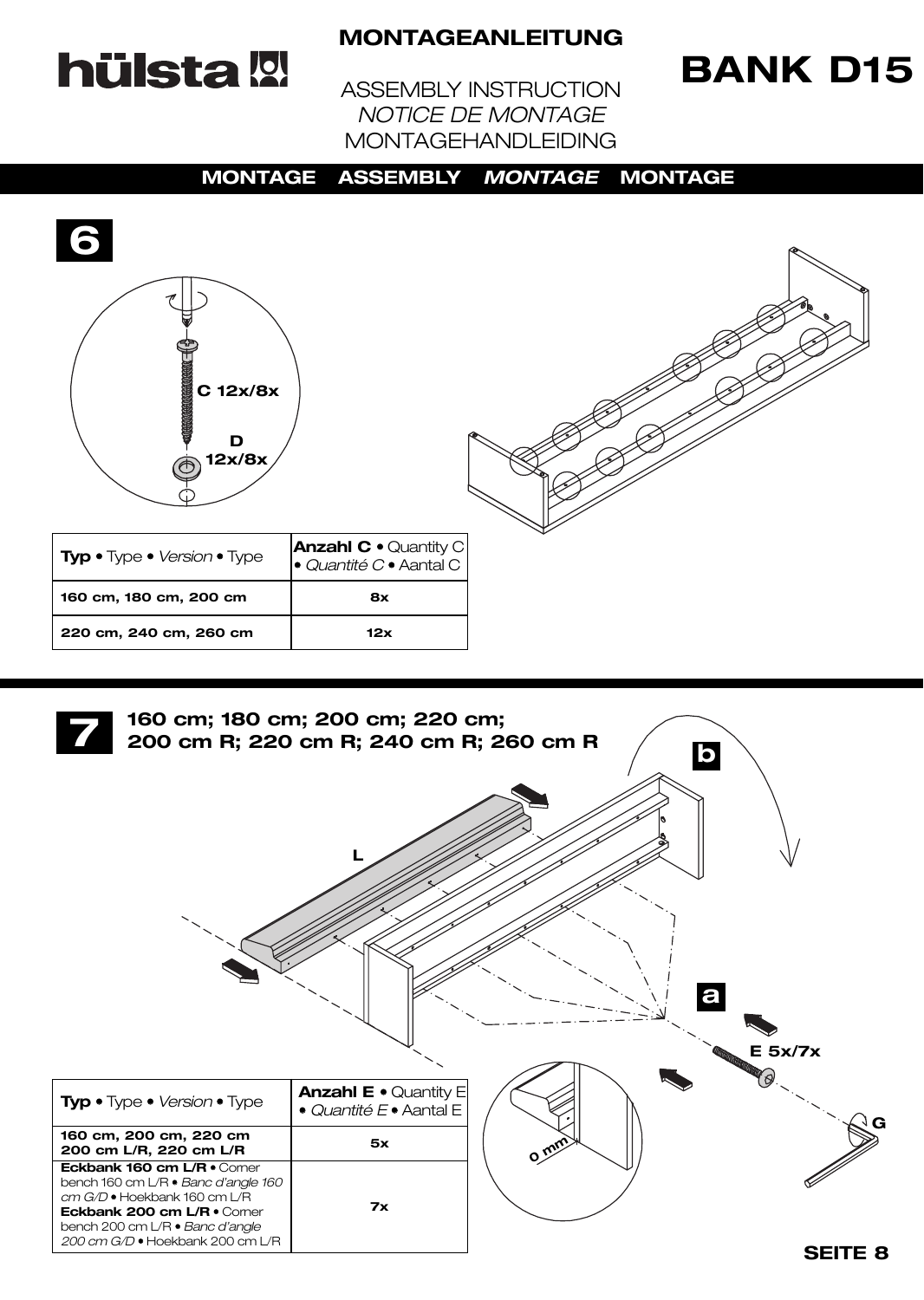# hülsta

## MONTAGEANLEITUNG

ASSEMBLY INSTRUCTION
*NOTICE DE MONTAGE*
MONTAGEHANDLEIDING

# BANK D15

**MONTAGE ASSEMBLY *MONTAGE* MONTAGE**

## 6

C 12x/8x

D 12x/8x

| **Typ** • Type • *Version* • Type | **Anzahl C** • Quantity C • *Quantité C* • Aantal C |
|---|---|
| 160 cm, 180 cm, 200 cm | 8x |
| 220 cm, 240 cm, 260 cm | 12x |

## 7

**160 cm; 180 cm; 200 cm; 220 cm;**
**200 cm R; 220 cm R; 240 cm R; 260 cm R**

b

L

a

E 5x/7x

G

0 mm

| **Typ** • Type • *Version* • Type | **Anzahl E** • Quantity E • *Quantité E* • Aantal E |
|---|---|
| 160 cm, 200 cm, 220 cm 200 cm L/R, 220 cm L/R | 5x |
| **Eckbank 160 cm L/R** • Corner bench 160 cm L/R • *Banc d'angle 160 cm G/D* • Hoekbank 160 cm L/R **Eckbank 200 cm L/R** • Corner bench 200 cm L/R • *Banc d'angle 200 cm G/D* • Hoekbank 200 cm L/R | 7x |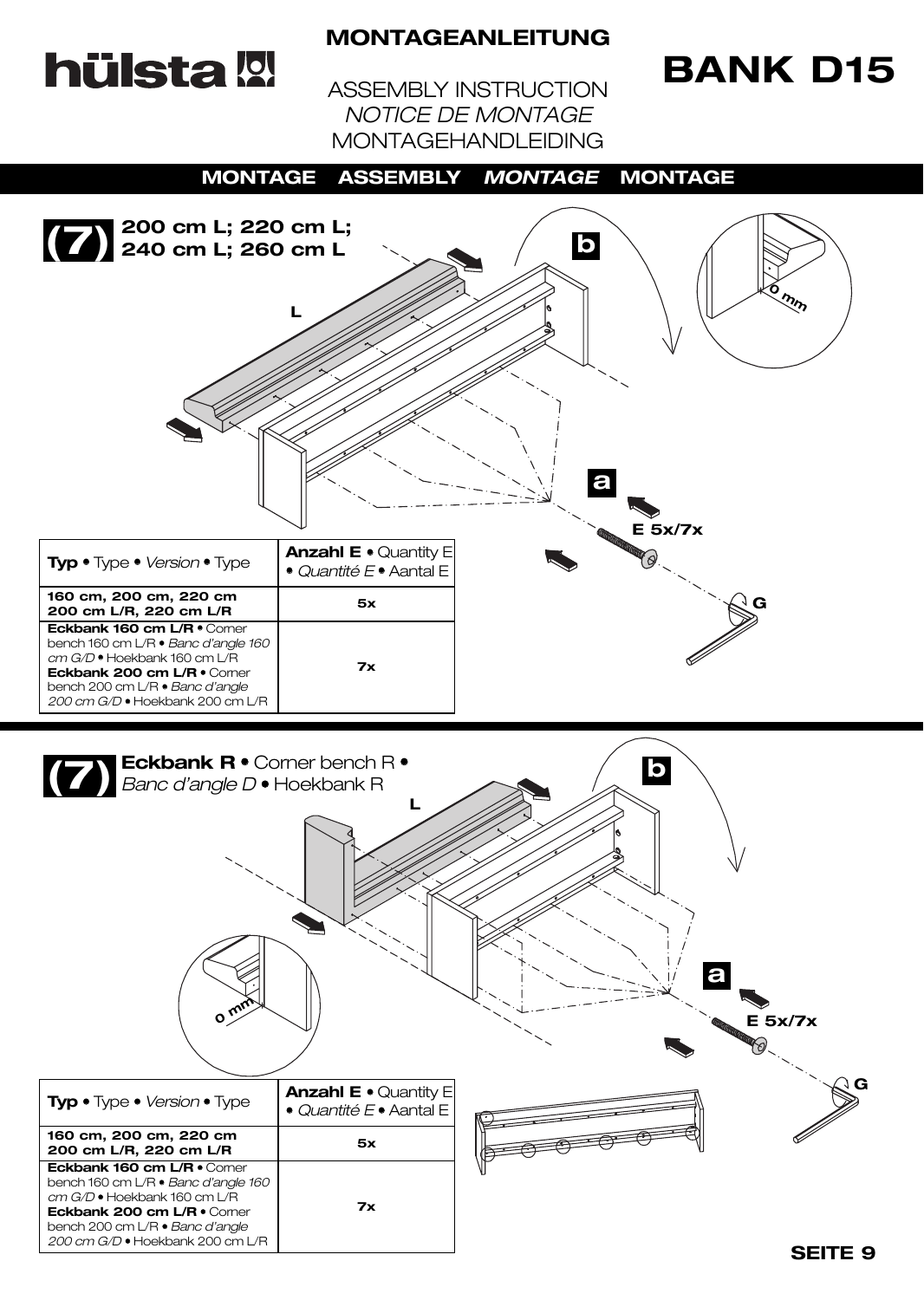**MONTAGEANLEITUNG**

ASSEMBLY INSTRUCTION
*NOTICE DE MONTAGE*
MONTAGEHANDLEIDING

# BANK D15

**MONTAGE ASSEMBLY *MONTAGE* MONTAGE**

## (7) 200 cm L; 220 cm L; 240 cm L; 260 cm L

L

b

0 mm

a

E 5x/7x

G

| **Typ** • Type • *Version* • Type | **Anzahl E** • Quantity E • *Quantité E* • Aantal E |
|---|---|
| **160 cm, 200 cm, 220 cm 200 cm L/R, 220 cm L/R** | **5x** |
| **Eckbank 160 cm L/R** • Corner bench 160 cm L/R • *Banc d'angle 160 cm G/D* • Hoekbank 160 cm L/R **Eckbank 200 cm L/R** • Corner bench 200 cm L/R • *Banc d'angle 200 cm G/D* • Hoekbank 200 cm L/R | **7x** |

## (7) Eckbank R • Corner bench R • *Banc d'angle D* • Hoekbank R

L

b

0 mm

a

E 5x/7x

G

| **Typ** • Type • *Version* • Type | **Anzahl E** • Quantity E • *Quantité E* • Aantal E |
|---|---|
| **160 cm, 200 cm, 220 cm 200 cm L/R, 220 cm L/R** | **5x** |
| **Eckbank 160 cm L/R** • Corner bench 160 cm L/R • *Banc d'angle 160 cm G/D* • Hoekbank 160 cm L/R **Eckbank 200 cm L/R** • Corner bench 200 cm L/R • *Banc d'angle 200 cm G/D* • Hoekbank 200 cm L/R | **7x** |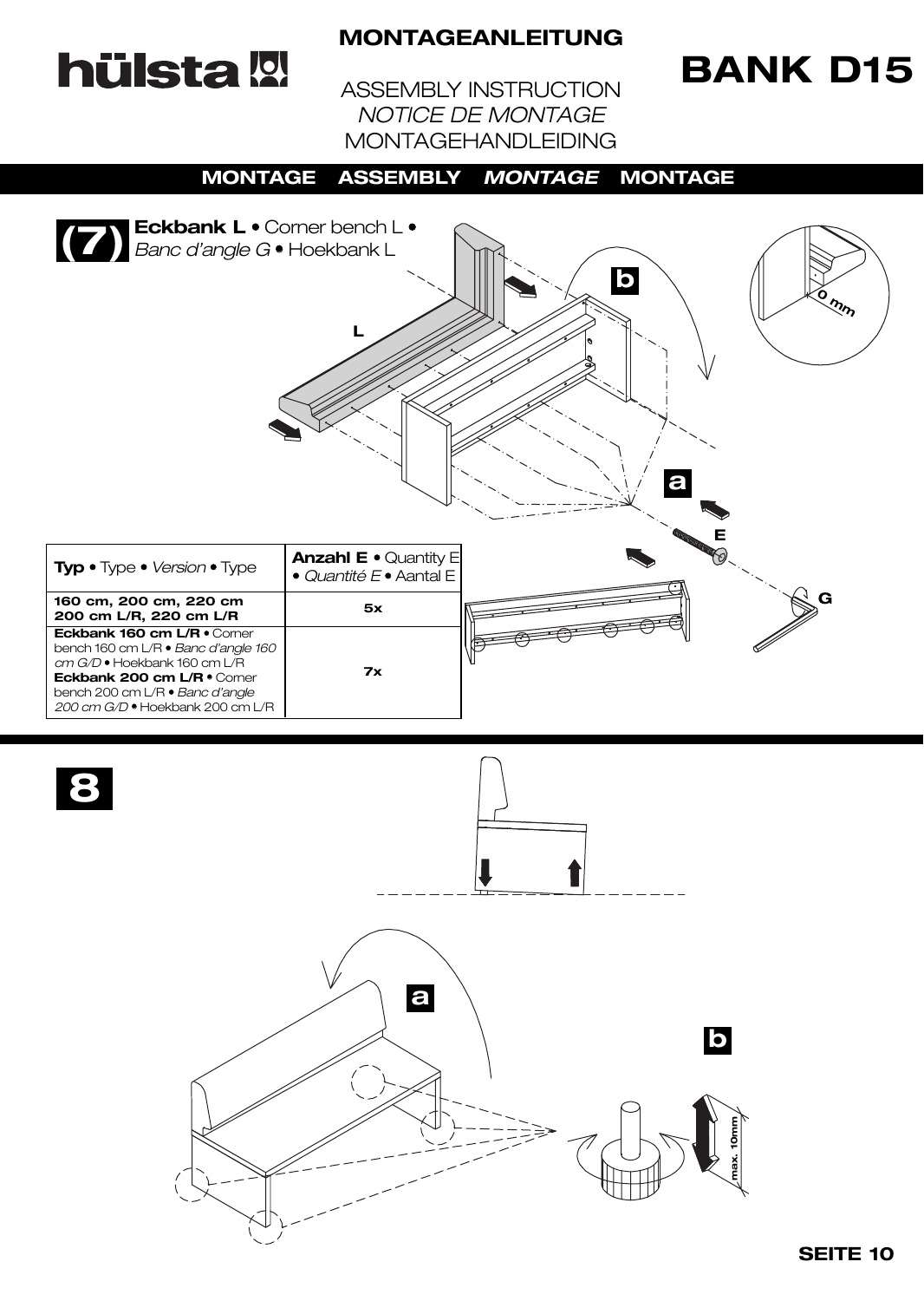# hülsta

## MONTAGEANLEITUNG

ASSEMBLY INSTRUCTION
*NOTICE DE MONTAGE*
MONTAGEHANDLEIDING

# BANK D15

**MONTAGE ASSEMBLY *MONTAGE* MONTAGE**

## (7) Eckbank L • Corner bench L • *Banc d'angle G* • Hoekbank L

b

L

0 mm

a

E

G

| **Typ** • Type • *Version* • Type | **Anzahl E** • Quantity E • *Quantité E* • Aantal E |
|---|---|
| **160 cm, 200 cm, 220 cm 200 cm L/R, 220 cm L/R** | **5x** |
| **Eckbank 160 cm L/R** • Corner bench 160 cm L/R • *Banc d'angle 160 cm G/D* • Hoekbank 160 cm L/R **Eckbank 200 cm L/R** • Corner bench 200 cm L/R • *Banc d'angle 200 cm G/D* • Hoekbank 200 cm L/R | **7x** |

## 8

a

b

max. 10mm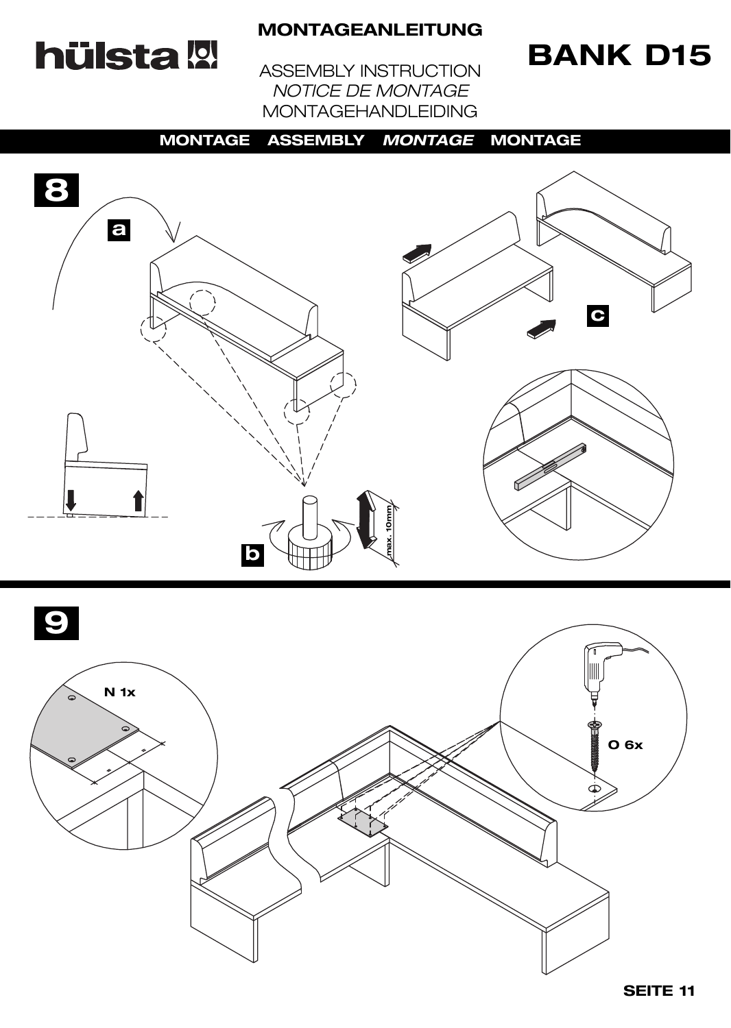# hülsta

## MONTAGEANLEITUNG

ASSEMBLY INSTRUCTION
*NOTICE DE MONTAGE*
MONTAGEHANDLEIDING

# BANK D15

**MONTAGE ASSEMBLY *MONTAGE* MONTAGE**

**8**

**a**

**b**

max. 10mm

**c**

**9**

**N 1x**

**O 6x**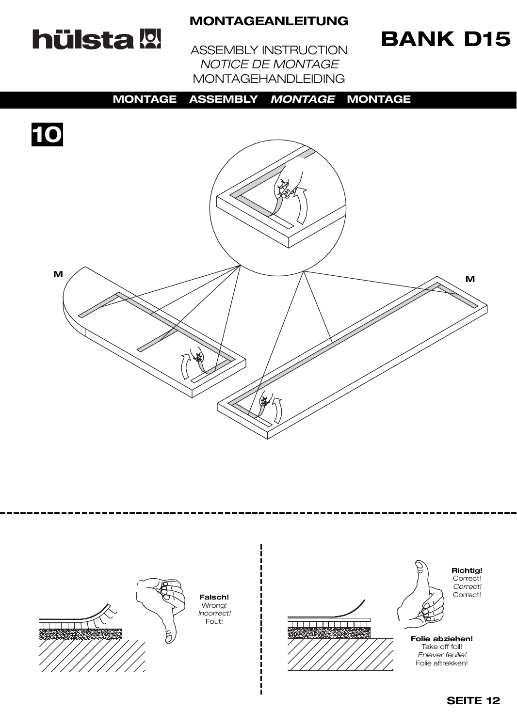**MONTAGEANLEITUNG**

ASSEMBLY INSTRUCTION
*NOTICE DE MONTAGE*
MONTAGEHANDLEIDING

# BANK D15

**MONTAGE ASSEMBLY *MONTAGE* MONTAGE**

**10**

M

M

**Falsch!**
Wrong!
*Incorrect!*
Fout!

**Richtig!**
Correct!
*Correct!*
Correct!

**Folie abziehen!**
Take off foil!
*Enlever feuille!*
Folie aftrekken!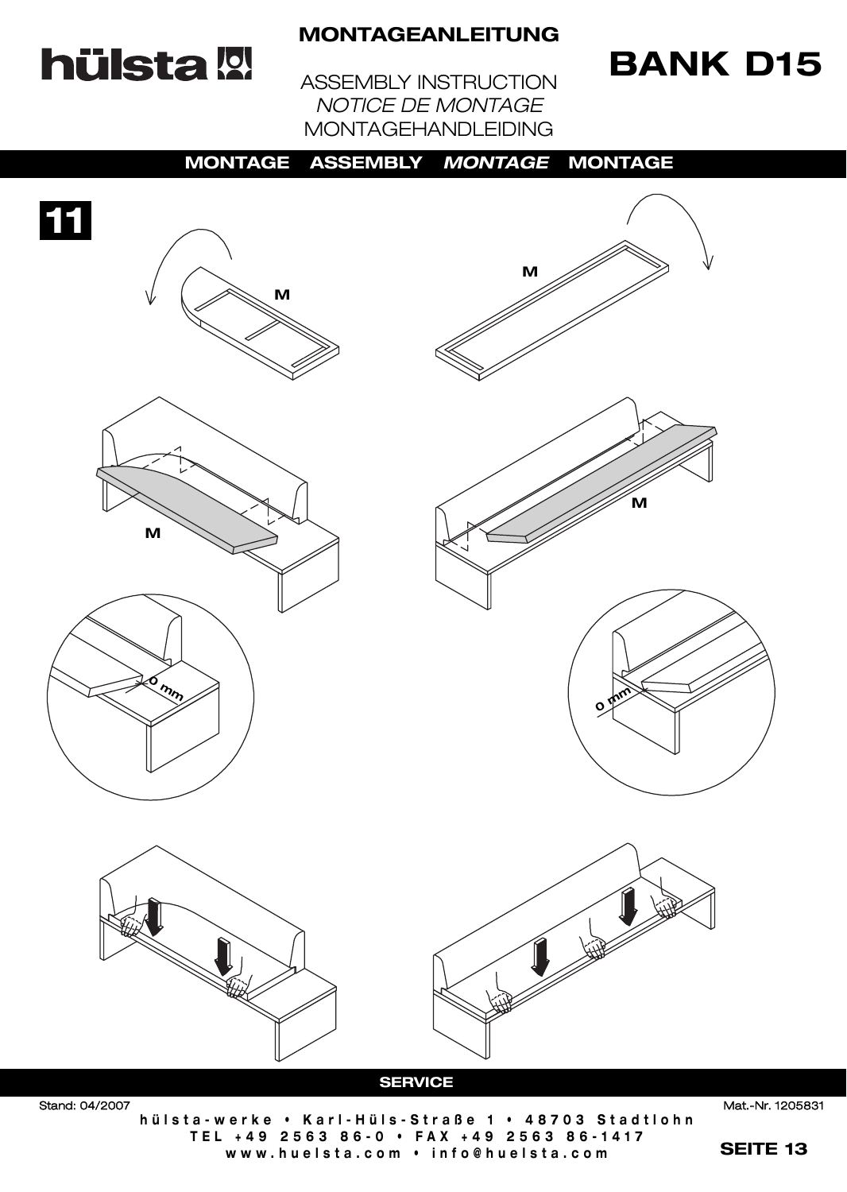# MONTAGEANLEITUNG

ASSEMBLY INSTRUCTION
*NOTICE DE MONTAGE*
MONTAGEHANDLEIDING

# BANK D15

**MONTAGE ASSEMBLY *MONTAGE* MONTAGE**

**11**

M

M

M

M

0 mm

0 mm

**SERVICE**

Stand: 04/2007

Mat.-Nr. 1205831

hülsta-werke • Karl-Hüls-Straße 1 • 48703 Stadtlohn
TEL +49 2563 86-0 • FAX +49 2563 86-1417
www.huelsta.com • info@huelsta.com